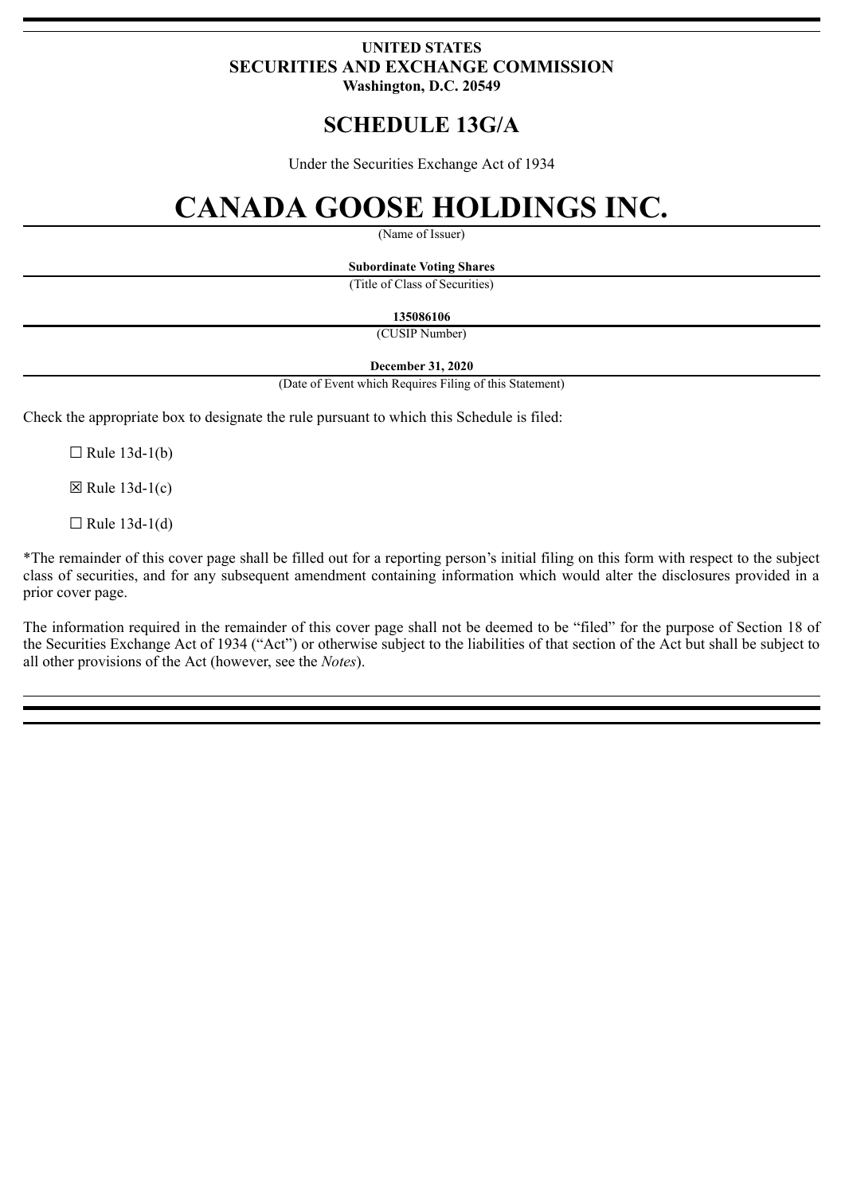**UNITED STATES**
**SECURITIES AND EXCHANGE COMMISSION**
**Washington, D.C. 20549**

# SCHEDULE 13G/A

Under the Securities Exchange Act of 1934

# CANADA GOOSE HOLDINGS INC.

(Name of Issuer)

**Subordinate Voting Shares**

(Title of Class of Securities)

**135086106**

(CUSIP Number)

**December 31, 2020**

(Date of Event which Requires Filing of this Statement)

Check the appropriate box to designate the rule pursuant to which this Schedule is filed:

☐ Rule 13d-1(b)

☒ Rule 13d-1(c)

☐ Rule 13d-1(d)

*The remainder of this cover page shall be filled out for a reporting person's initial filing on this form with respect to the subject class of securities, and for any subsequent amendment containing information which would alter the disclosures provided in a prior cover page.

The information required in the remainder of this cover page shall not be deemed to be "filed" for the purpose of Section 18 of the Securities Exchange Act of 1934 ("Act") or otherwise subject to the liabilities of that section of the Act but shall be subject to all other provisions of the Act (however, see the *Notes*).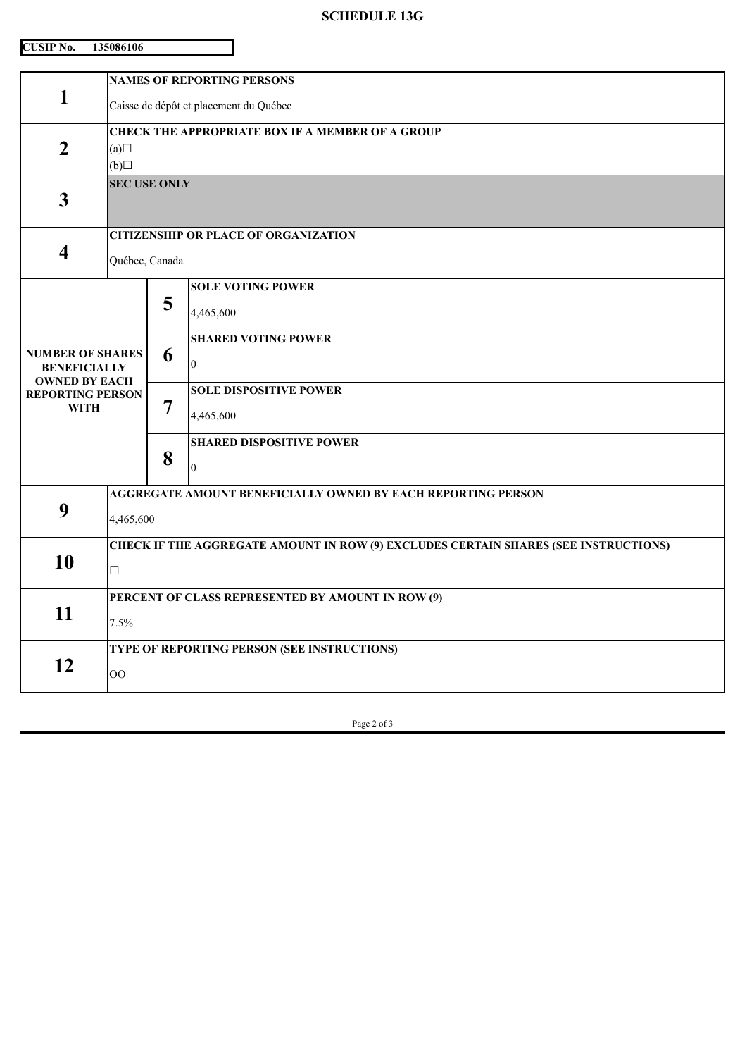# SCHEDULE 13G

**CUSIP No. 135086106**

| | | | |
|---|---|---|---|
| **1** | **NAMES OF REPORTING PERSONS**<br>Caisse de dépôt et placement du Québec | | |
| **2** | **CHECK THE APPROPRIATE BOX IF A MEMBER OF A GROUP**<br>(a)☐<br>(b)☐ | | |
| **3** | **SEC USE ONLY** | | |
| **4** | **CITIZENSHIP OR PLACE OF ORGANIZATION**<br>Québec, Canada | | |
| **NUMBER OF SHARES BENEFICIALLY OWNED BY EACH REPORTING PERSON WITH** | **5** | **SOLE VOTING POWER**<br>4,465,600 | |
| | **6** | **SHARED VOTING POWER**<br>0 | |
| | **7** | **SOLE DISPOSITIVE POWER**<br>4,465,600 | |
| | **8** | **SHARED DISPOSITIVE POWER**<br>0 | |
| **9** | **AGGREGATE AMOUNT BENEFICIALLY OWNED BY EACH REPORTING PERSON**<br>4,465,600 | | |
| **10** | **CHECK IF THE AGGREGATE AMOUNT IN ROW (9) EXCLUDES CERTAIN SHARES (SEE INSTRUCTIONS)**<br>☐ | | |
| **11** | **PERCENT OF CLASS REPRESENTED BY AMOUNT IN ROW (9)**<br>7.5% | | |
| **12** | **TYPE OF REPORTING PERSON (SEE INSTRUCTIONS)**<br>OO | | |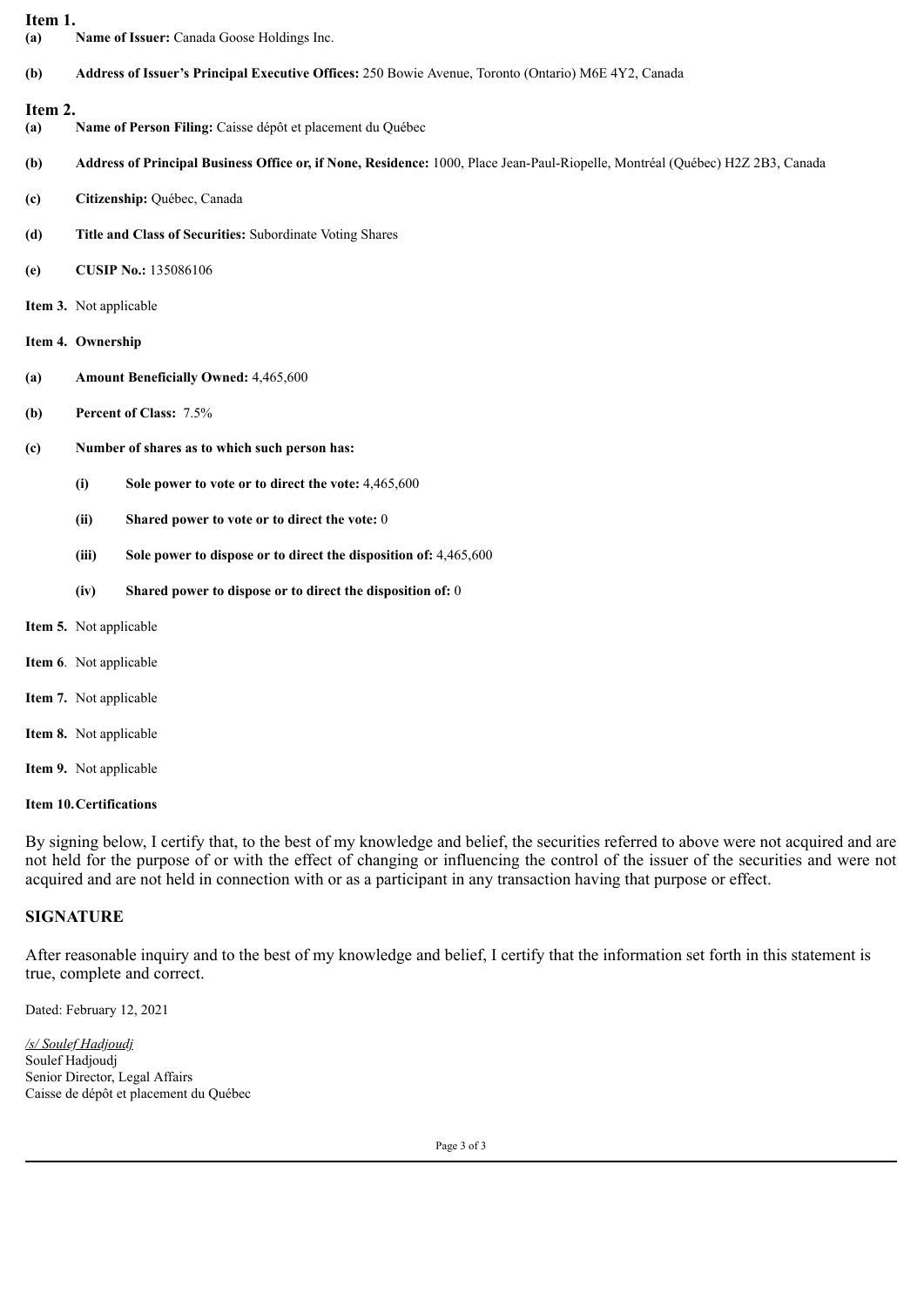**Item 1.**

**(a) Name of Issuer:** Canada Goose Holdings Inc.

**(b) Address of Issuer's Principal Executive Offices:** 250 Bowie Avenue, Toronto (Ontario) M6E 4Y2, Canada

**Item 2.**

**(a) Name of Person Filing:** Caisse dépôt et placement du Québec

**(b) Address of Principal Business Office or, if None, Residence:** 1000, Place Jean-Paul-Riopelle, Montréal (Québec) H2Z 2B3, Canada

**(c) Citizenship:** Québec, Canada

**(d) Title and Class of Securities:** Subordinate Voting Shares

**(e) CUSIP No.:** 135086106

**Item 3.** Not applicable

**Item 4. Ownership**

**(a) Amount Beneficially Owned:** 4,465,600

**(b) Percent of Class:** 7.5%

**(c) Number of shares as to which such person has:**

- **(i) Sole power to vote or to direct the vote:** 4,465,600
- **(ii) Shared power to vote or to direct the vote:** 0
- **(iii) Sole power to dispose or to direct the disposition of:** 4,465,600
- **(iv) Shared power to dispose or to direct the disposition of:** 0

**Item 5.** Not applicable

**Item 6**. Not applicable

**Item 7.** Not applicable

**Item 8.** Not applicable

**Item 9.** Not applicable

**Item 10. Certifications**

By signing below, I certify that, to the best of my knowledge and belief, the securities referred to above were not acquired and are not held for the purpose of or with the effect of changing or influencing the control of the issuer of the securities and were not acquired and are not held in connection with or as a participant in any transaction having that purpose or effect.

## SIGNATURE

After reasonable inquiry and to the best of my knowledge and belief, I certify that the information set forth in this statement is true, complete and correct.

Dated: February 12, 2021

*/s/ Soulef Hadjoudj*
Soulef Hadjoudj
Senior Director, Legal Affairs
Caisse de dépôt et placement du Québec